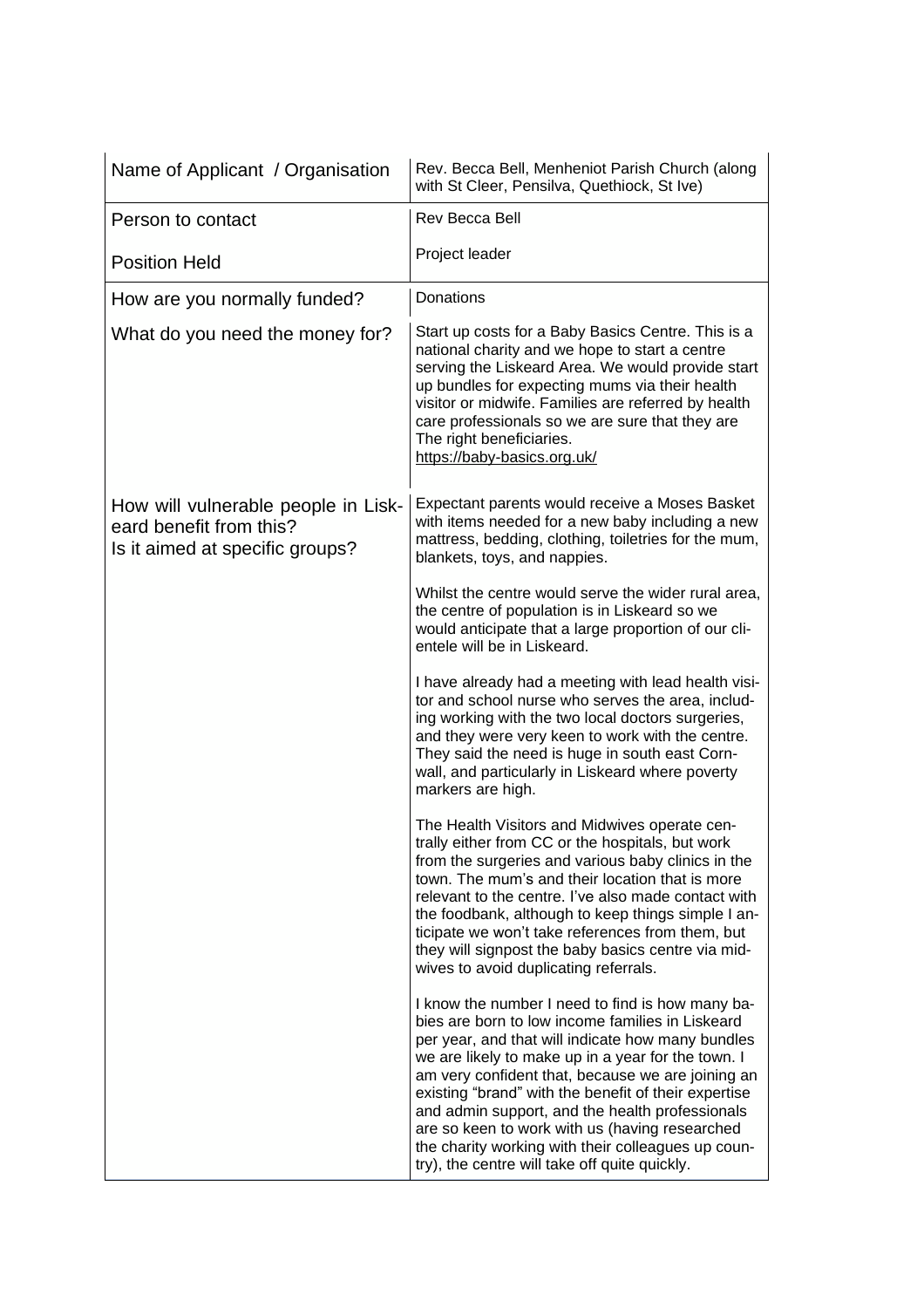| Name of Applicant / Organisation | Rev. Becca Bell, Menheniot Parish Church (along with St Cleer, Pensilva, Quethiock, St Ive) |
|---|---|
| Person to contact<br><br>Position Held | Rev Becca Bell<br><br>Project leader |
| How are you normally funded? | Donations |
| What do you need the money for? | Start up costs for a Baby Basics Centre. This is a national charity and we hope to start a centre serving the Liskeard Area. We would provide start up bundles for expecting mums via their health visitor or midwife. Families are referred by health care professionals so we are sure that they are The right beneficiaries.<br>https://baby-basics.org.uk/ |
| How will vulnerable people in Liskeard benefit from this?<br>Is it aimed at specific groups? | Expectant parents would receive a Moses Basket with items needed for a new baby including a new mattress, bedding, clothing, toiletries for the mum, blankets, toys, and nappies.<br><br>Whilst the centre would serve the wider rural area, the centre of population is in Liskeard so we would anticipate that a large proportion of our clientele will be in Liskeard.<br><br>I have already had a meeting with lead health visitor and school nurse who serves the area, including working with the two local doctors surgeries, and they were very keen to work with the centre. They said the need is huge in south east Cornwall, and particularly in Liskeard where poverty markers are high.<br><br>The Health Visitors and Midwives operate centrally either from CC or the hospitals, but work from the surgeries and various baby clinics in the town. The mum's and their location that is more relevant to the centre. I've also made contact with the foodbank, although to keep things simple I anticipate we won't take references from them, but they will signpost the baby basics centre via midwives to avoid duplicating referrals.<br><br>I know the number I need to find is how many babies are born to low income families in Liskeard per year, and that will indicate how many bundles we are likely to make up in a year for the town. I am very confident that, because we are joining an existing "brand" with the benefit of their expertise and admin support, and the health professionals are so keen to work with us (having researched the charity working with their colleagues up country), the centre will take off quite quickly. |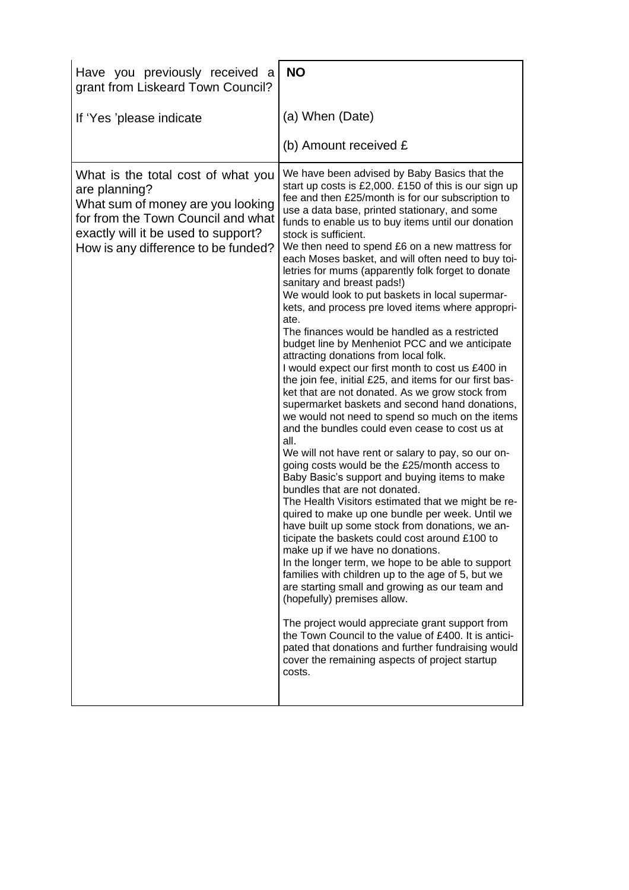| | |
|---|---|
| Have you previously received a grant from Liskeard Town Council?<br><br>If 'Yes 'please indicate | **NO**<br><br>(a) When (Date)<br><br>(b) Amount received £ |
| What is the total cost of what you are planning?<br>What sum of money are you looking for from the Town Council and what exactly will it be used to support?<br>How is any difference to be funded? | We have been advised by Baby Basics that the start up costs is £2,000. £150 of this is our sign up fee and then £25/month is for our subscription to use a data base, printed stationary, and some funds to enable us to buy items until our donation stock is sufficient.<br>We then need to spend £6 on a new mattress for each Moses basket, and will often need to buy toiletries for mums (apparently folk forget to donate sanitary and breast pads!)<br>We would look to put baskets in local supermarkets, and process pre loved items where appropriate.<br>The finances would be handled as a restricted budget line by Menheniot PCC and we anticipate attracting donations from local folk.<br>I would expect our first month to cost us £400 in the join fee, initial £25, and items for our first basket that are not donated. As we grow stock from supermarket baskets and second hand donations, we would not need to spend so much on the items and the bundles could even cease to cost us at all.<br>We will not have rent or salary to pay, so our ongoing costs would be the £25/month access to Baby Basic's support and buying items to make bundles that are not donated.<br>The Health Visitors estimated that we might be required to make up one bundle per week. Until we have built up some stock from donations, we anticipate the baskets could cost around £100 to make up if we have no donations.<br>In the longer term, we hope to be able to support families with children up to the age of 5, but we are starting small and growing as our team and (hopefully) premises allow.<br><br>The project would appreciate grant support from the Town Council to the value of £400. It is anticipated that donations and further fundraising would cover the remaining aspects of project startup costs. |